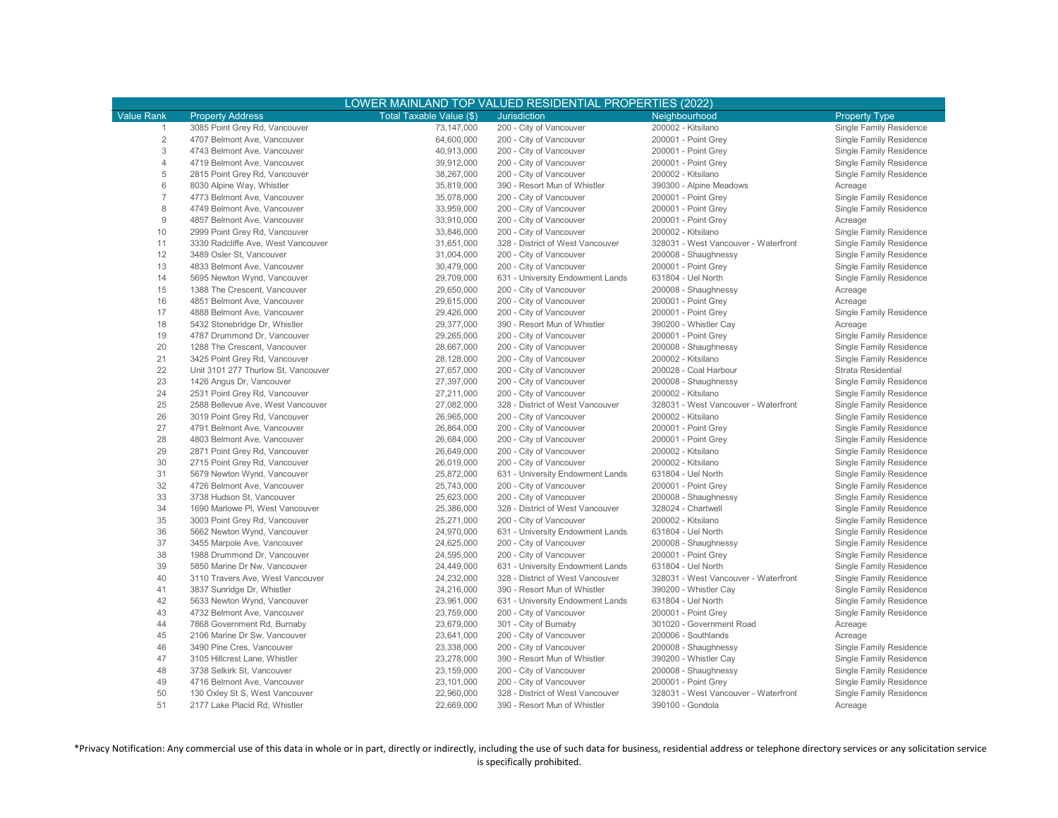| LOWER MAINLAND TOP VALUED RESIDENTIAL PROPERTIES (2022) | | | | | |
|---|---|---|---|---|---|
| Value Rank | Property Address | Total Taxable Value ($) | Jurisdiction | Neighbourhood | Property Type |
| 1 | 3085 Point Grey Rd, Vancouver | 73,147,000 | 200 - City of Vancouver | 200002 - Kitsilano | Single Family Residence |
| 2 | 4707 Belmont Ave, Vancouver | 64,600,000 | 200 - City of Vancouver | 200001 - Point Grey | Single Family Residence |
| 3 | 4743 Belmont Ave, Vancouver | 40,913,000 | 200 - City of Vancouver | 200001 - Point Grey | Single Family Residence |
| 4 | 4719 Belmont Ave, Vancouver | 39,912,000 | 200 - City of Vancouver | 200001 - Point Grey | Single Family Residence |
| 5 | 2815 Point Grey Rd, Vancouver | 38,267,000 | 200 - City of Vancouver | 200002 - Kitsilano | Single Family Residence |
| 6 | 8030 Alpine Way, Whistler | 35,819,000 | 390 - Resort Mun of Whistler | 390300 - Alpine Meadows | Acreage |
| 7 | 4773 Belmont Ave, Vancouver | 35,078,000 | 200 - City of Vancouver | 200001 - Point Grey | Single Family Residence |
| 8 | 4749 Belmont Ave, Vancouver | 33,959,000 | 200 - City of Vancouver | 200001 - Point Grey | Single Family Residence |
| 9 | 4857 Belmont Ave, Vancouver | 33,910,000 | 200 - City of Vancouver | 200001 - Point Grey | Acreage |
| 10 | 2999 Point Grey Rd, Vancouver | 33,846,000 | 200 - City of Vancouver | 200002 - Kitsilano | Single Family Residence |
| 11 | 3330 Radcliffe Ave, West Vancouver | 31,651,000 | 328 - District of West Vancouver | 328031 - West Vancouver - Waterfront | Single Family Residence |
| 12 | 3489 Osler St, Vancouver | 31,004,000 | 200 - City of Vancouver | 200008 - Shaughnessy | Single Family Residence |
| 13 | 4833 Belmont Ave, Vancouver | 30,479,000 | 200 - City of Vancouver | 200001 - Point Grey | Single Family Residence |
| 14 | 5695 Newton Wynd, Vancouver | 29,709,000 | 631 - University Endowment Lands | 631804 - Uel North | Single Family Residence |
| 15 | 1388 The Crescent, Vancouver | 29,650,000 | 200 - City of Vancouver | 200008 - Shaughnessy | Acreage |
| 16 | 4851 Belmont Ave, Vancouver | 29,615,000 | 200 - City of Vancouver | 200001 - Point Grey | Acreage |
| 17 | 4888 Belmont Ave, Vancouver | 29,426,000 | 200 - City of Vancouver | 200001 - Point Grey | Single Family Residence |
| 18 | 5432 Stonebridge Dr, Whistler | 29,377,000 | 390 - Resort Mun of Whistler | 390200 - Whistler Cay | Acreage |
| 19 | 4787 Drummond Dr, Vancouver | 29,265,000 | 200 - City of Vancouver | 200001 - Point Grey | Single Family Residence |
| 20 | 1288 The Crescent, Vancouver | 28,667,000 | 200 - City of Vancouver | 200008 - Shaughnessy | Single Family Residence |
| 21 | 3425 Point Grey Rd, Vancouver | 28,128,000 | 200 - City of Vancouver | 200002 - Kitsilano | Single Family Residence |
| 22 | Unit 3101 277 Thurlow St, Vancouver | 27,657,000 | 200 - City of Vancouver | 200028 - Coal Harbour | Strata Residential |
| 23 | 1426 Angus Dr, Vancouver | 27,397,000 | 200 - City of Vancouver | 200008 - Shaughnessy | Single Family Residence |
| 24 | 2531 Point Grey Rd, Vancouver | 27,211,000 | 200 - City of Vancouver | 200002 - Kitsilano | Single Family Residence |
| 25 | 2588 Bellevue Ave, West Vancouver | 27,082,000 | 328 - District of West Vancouver | 328031 - West Vancouver - Waterfront | Single Family Residence |
| 26 | 3019 Point Grey Rd, Vancouver | 26,965,000 | 200 - City of Vancouver | 200002 - Kitsilano | Single Family Residence |
| 27 | 4791 Belmont Ave, Vancouver | 26,864,000 | 200 - City of Vancouver | 200001 - Point Grey | Single Family Residence |
| 28 | 4803 Belmont Ave, Vancouver | 26,684,000 | 200 - City of Vancouver | 200001 - Point Grey | Single Family Residence |
| 29 | 2871 Point Grey Rd, Vancouver | 26,649,000 | 200 - City of Vancouver | 200002 - Kitsilano | Single Family Residence |
| 30 | 2715 Point Grey Rd, Vancouver | 26,019,000 | 200 - City of Vancouver | 200002 - Kitsilano | Single Family Residence |
| 31 | 5679 Newton Wynd, Vancouver | 25,872,000 | 631 - University Endowment Lands | 631804 - Uel North | Single Family Residence |
| 32 | 4726 Belmont Ave, Vancouver | 25,743,000 | 200 - City of Vancouver | 200001 - Point Grey | Single Family Residence |
| 33 | 3738 Hudson St, Vancouver | 25,623,000 | 200 - City of Vancouver | 200008 - Shaughnessy | Single Family Residence |
| 34 | 1690 Marlowe Pl, West Vancouver | 25,386,000 | 328 - District of West Vancouver | 328024 - Chartwell | Single Family Residence |
| 35 | 3003 Point Grey Rd, Vancouver | 25,271,000 | 200 - City of Vancouver | 200002 - Kitsilano | Single Family Residence |
| 36 | 5662 Newton Wynd, Vancouver | 24,970,000 | 631 - University Endowment Lands | 631804 - Uel North | Single Family Residence |
| 37 | 3455 Marpole Ave, Vancouver | 24,625,000 | 200 - City of Vancouver | 200008 - Shaughnessy | Single Family Residence |
| 38 | 1988 Drummond Dr, Vancouver | 24,595,000 | 200 - City of Vancouver | 200001 - Point Grey | Single Family Residence |
| 39 | 5850 Marine Dr Nw, Vancouver | 24,449,000 | 631 - University Endowment Lands | 631804 - Uel North | Single Family Residence |
| 40 | 3110 Travers Ave, West Vancouver | 24,232,000 | 328 - District of West Vancouver | 328031 - West Vancouver - Waterfront | Single Family Residence |
| 41 | 3837 Sunridge Dr, Whistler | 24,216,000 | 390 - Resort Mun of Whistler | 390200 - Whistler Cay | Single Family Residence |
| 42 | 5633 Newton Wynd, Vancouver | 23,961,000 | 631 - University Endowment Lands | 631804 - Uel North | Single Family Residence |
| 43 | 4732 Belmont Ave, Vancouver | 23,759,000 | 200 - City of Vancouver | 200001 - Point Grey | Single Family Residence |
| 44 | 7868 Government Rd, Burnaby | 23,679,000 | 301 - City of Burnaby | 301020 - Government Road | Acreage |
| 45 | 2106 Marine Dr Sw, Vancouver | 23,641,000 | 200 - City of Vancouver | 200006 - Southlands | Acreage |
| 46 | 3490 Pine Cres, Vancouver | 23,338,000 | 200 - City of Vancouver | 200008 - Shaughnessy | Single Family Residence |
| 47 | 3105 Hillcrest Lane, Whistler | 23,278,000 | 390 - Resort Mun of Whistler | 390200 - Whistler Cay | Single Family Residence |
| 48 | 3738 Selkirk St, Vancouver | 23,159,000 | 200 - City of Vancouver | 200008 - Shaughnessy | Single Family Residence |
| 49 | 4716 Belmont Ave, Vancouver | 23,101,000 | 200 - City of Vancouver | 200001 - Point Grey | Single Family Residence |
| 50 | 130 Oxley St S, West Vancouver | 22,960,000 | 328 - District of West Vancouver | 328031 - West Vancouver - Waterfront | Single Family Residence |
| 51 | 2177 Lake Placid Rd, Whistler | 22,669,000 | 390 - Resort Mun of Whistler | 390100 - Gondola | Acreage |

*Privacy Notification: Any commercial use of this data in whole or in part, directly or indirectly, including the use of such data for business, residential address or telephone directory services or any solicitation service is specifically prohibited.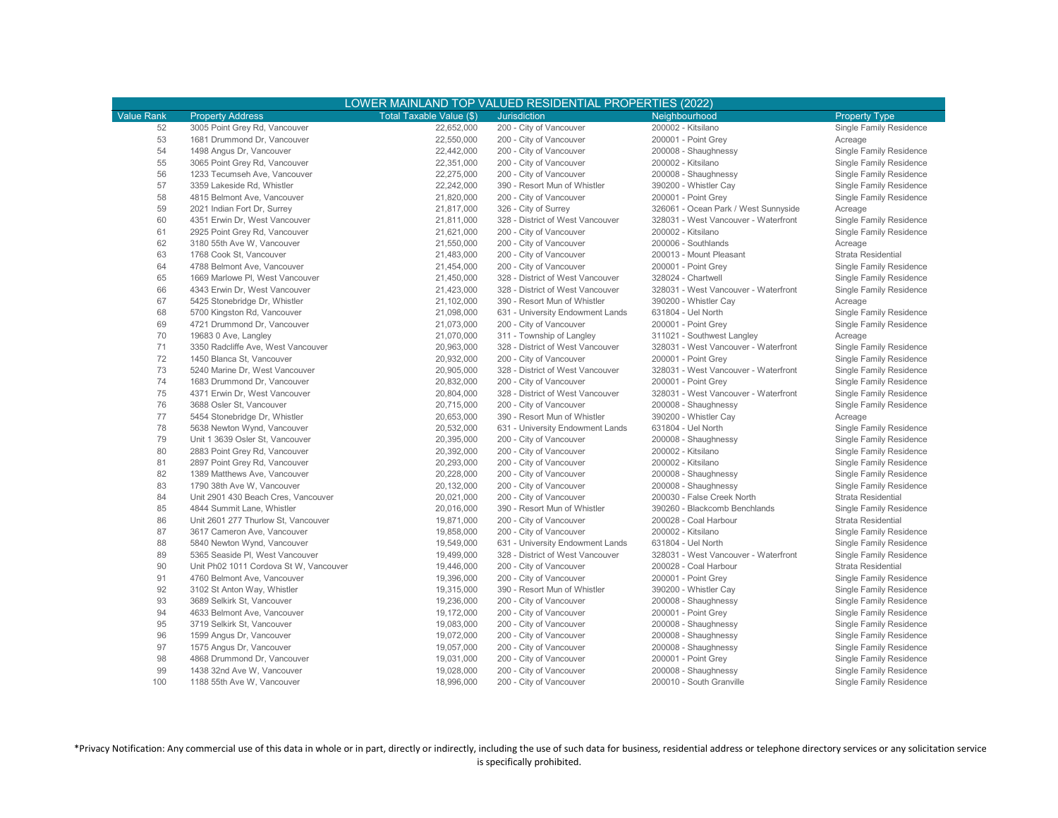## LOWER MAINLAND TOP VALUED RESIDENTIAL PROPERTIES (2022)

| Value Rank | Property Address | Total Taxable Value ($) | Jurisdiction | Neighbourhood | Property Type |
|---|---|---|---|---|---|
| 52 | 3005 Point Grey Rd, Vancouver | 22,652,000 | 200 - City of Vancouver | 200002 - Kitsilano | Single Family Residence |
| 53 | 1681 Drummond Dr, Vancouver | 22,550,000 | 200 - City of Vancouver | 200001 - Point Grey | Acreage |
| 54 | 1498 Angus Dr, Vancouver | 22,442,000 | 200 - City of Vancouver | 200008 - Shaughnessy | Single Family Residence |
| 55 | 3065 Point Grey Rd, Vancouver | 22,351,000 | 200 - City of Vancouver | 200002 - Kitsilano | Single Family Residence |
| 56 | 1233 Tecumseh Ave, Vancouver | 22,275,000 | 200 - City of Vancouver | 200008 - Shaughnessy | Single Family Residence |
| 57 | 3359 Lakeside Rd, Whistler | 22,242,000 | 390 - Resort Mun of Whistler | 390200 - Whistler Cay | Single Family Residence |
| 58 | 4815 Belmont Ave, Vancouver | 21,820,000 | 200 - City of Vancouver | 200001 - Point Grey | Single Family Residence |
| 59 | 2021 Indian Fort Dr, Surrey | 21,817,000 | 326 - City of Surrey | 326061 - Ocean Park / West Sunnyside | Acreage |
| 60 | 4351 Erwin Dr, West Vancouver | 21,811,000 | 328 - District of West Vancouver | 328031 - West Vancouver - Waterfront | Single Family Residence |
| 61 | 2925 Point Grey Rd, Vancouver | 21,621,000 | 200 - City of Vancouver | 200002 - Kitsilano | Single Family Residence |
| 62 | 3180 55th Ave W, Vancouver | 21,550,000 | 200 - City of Vancouver | 200006 - Southlands | Acreage |
| 63 | 1768 Cook St, Vancouver | 21,483,000 | 200 - City of Vancouver | 200013 - Mount Pleasant | Strata Residential |
| 64 | 4788 Belmont Ave, Vancouver | 21,454,000 | 200 - City of Vancouver | 200001 - Point Grey | Single Family Residence |
| 65 | 1669 Marlowe Pl, West Vancouver | 21,450,000 | 328 - District of West Vancouver | 328024 - Chartwell | Single Family Residence |
| 66 | 4343 Erwin Dr, West Vancouver | 21,423,000 | 328 - District of West Vancouver | 328031 - West Vancouver - Waterfront | Single Family Residence |
| 67 | 5425 Stonebridge Dr, Whistler | 21,102,000 | 390 - Resort Mun of Whistler | 390200 - Whistler Cay | Acreage |
| 68 | 5700 Kingston Rd, Vancouver | 21,098,000 | 631 - University Endowment Lands | 631804 - Uel North | Single Family Residence |
| 69 | 4721 Drummond Dr, Vancouver | 21,073,000 | 200 - City of Vancouver | 200001 - Point Grey | Single Family Residence |
| 70 | 19683 0 Ave, Langley | 21,070,000 | 311 - Township of Langley | 311021 - Southwest Langley | Acreage |
| 71 | 3350 Radcliffe Ave, West Vancouver | 20,963,000 | 328 - District of West Vancouver | 328031 - West Vancouver - Waterfront | Single Family Residence |
| 72 | 1450 Blanca St, Vancouver | 20,932,000 | 200 - City of Vancouver | 200001 - Point Grey | Single Family Residence |
| 73 | 5240 Marine Dr, West Vancouver | 20,905,000 | 328 - District of West Vancouver | 328031 - West Vancouver - Waterfront | Single Family Residence |
| 74 | 1683 Drummond Dr, Vancouver | 20,832,000 | 200 - City of Vancouver | 200001 - Point Grey | Single Family Residence |
| 75 | 4371 Erwin Dr, West Vancouver | 20,804,000 | 328 - District of West Vancouver | 328031 - West Vancouver - Waterfront | Single Family Residence |
| 76 | 3688 Osler St, Vancouver | 20,715,000 | 200 - City of Vancouver | 200008 - Shaughnessy | Single Family Residence |
| 77 | 5454 Stonebridge Dr, Whistler | 20,653,000 | 390 - Resort Mun of Whistler | 390200 - Whistler Cay | Acreage |
| 78 | 5638 Newton Wynd, Vancouver | 20,532,000 | 631 - University Endowment Lands | 631804 - Uel North | Single Family Residence |
| 79 | Unit 1 3639 Osler St, Vancouver | 20,395,000 | 200 - City of Vancouver | 200008 - Shaughnessy | Single Family Residence |
| 80 | 2883 Point Grey Rd, Vancouver | 20,392,000 | 200 - City of Vancouver | 200002 - Kitsilano | Single Family Residence |
| 81 | 2897 Point Grey Rd, Vancouver | 20,293,000 | 200 - City of Vancouver | 200002 - Kitsilano | Single Family Residence |
| 82 | 1389 Matthews Ave, Vancouver | 20,228,000 | 200 - City of Vancouver | 200008 - Shaughnessy | Single Family Residence |
| 83 | 1790 38th Ave W, Vancouver | 20,132,000 | 200 - City of Vancouver | 200008 - Shaughnessy | Single Family Residence |
| 84 | Unit 2901 430 Beach Cres, Vancouver | 20,021,000 | 200 - City of Vancouver | 200030 - False Creek North | Strata Residential |
| 85 | 4844 Summit Lane, Whistler | 20,016,000 | 390 - Resort Mun of Whistler | 390260 - Blackcomb Benchlands | Single Family Residence |
| 86 | Unit 2601 277 Thurlow St, Vancouver | 19,871,000 | 200 - City of Vancouver | 200028 - Coal Harbour | Strata Residential |
| 87 | 3617 Cameron Ave, Vancouver | 19,858,000 | 200 - City of Vancouver | 200002 - Kitsilano | Single Family Residence |
| 88 | 5840 Newton Wynd, Vancouver | 19,549,000 | 631 - University Endowment Lands | 631804 - Uel North | Single Family Residence |
| 89 | 5365 Seaside Pl, West Vancouver | 19,499,000 | 328 - District of West Vancouver | 328031 - West Vancouver - Waterfront | Single Family Residence |
| 90 | Unit Ph02 1011 Cordova St W, Vancouver | 19,446,000 | 200 - City of Vancouver | 200028 - Coal Harbour | Strata Residential |
| 91 | 4760 Belmont Ave, Vancouver | 19,396,000 | 200 - City of Vancouver | 200001 - Point Grey | Single Family Residence |
| 92 | 3102 St Anton Way, Whistler | 19,315,000 | 390 - Resort Mun of Whistler | 390200 - Whistler Cay | Single Family Residence |
| 93 | 3689 Selkirk St, Vancouver | 19,236,000 | 200 - City of Vancouver | 200008 - Shaughnessy | Single Family Residence |
| 94 | 4633 Belmont Ave, Vancouver | 19,172,000 | 200 - City of Vancouver | 200001 - Point Grey | Single Family Residence |
| 95 | 3719 Selkirk St, Vancouver | 19,083,000 | 200 - City of Vancouver | 200008 - Shaughnessy | Single Family Residence |
| 96 | 1599 Angus Dr, Vancouver | 19,072,000 | 200 - City of Vancouver | 200008 - Shaughnessy | Single Family Residence |
| 97 | 1575 Angus Dr, Vancouver | 19,057,000 | 200 - City of Vancouver | 200008 - Shaughnessy | Single Family Residence |
| 98 | 4868 Drummond Dr, Vancouver | 19,031,000 | 200 - City of Vancouver | 200001 - Point Grey | Single Family Residence |
| 99 | 1438 32nd Ave W, Vancouver | 19,028,000 | 200 - City of Vancouver | 200008 - Shaughnessy | Single Family Residence |
| 100 | 1188 55th Ave W, Vancouver | 18,996,000 | 200 - City of Vancouver | 200010 - South Granville | Single Family Residence |

*Privacy Notification: Any commercial use of this data in whole or in part, directly or indirectly, including the use of such data for business, residential address or telephone directory services or any solicitation service is specifically prohibited.